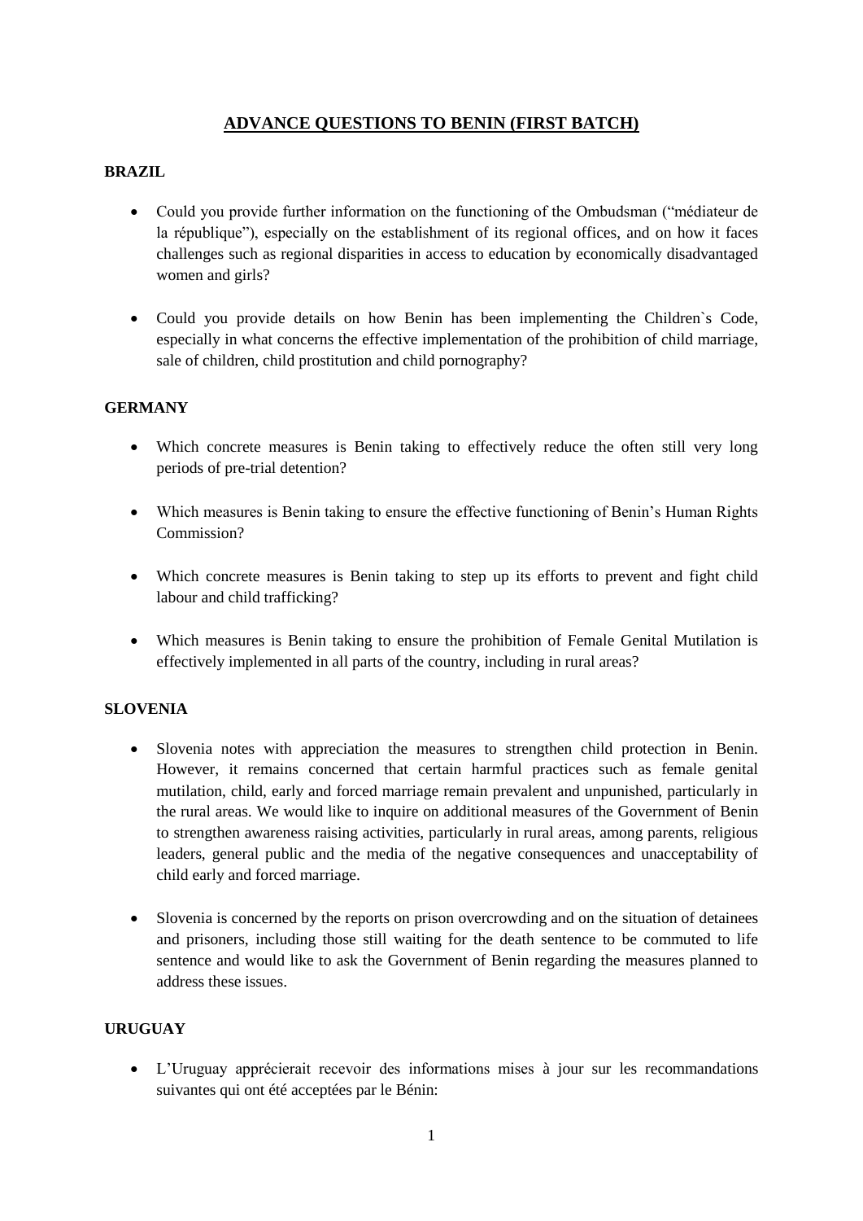# ADVANCE QUESTIONS TO BENIN (FIRST BATCH)

## BRAZIL

- Could you provide further information on the functioning of the Ombudsman ("médiateur de la république"), especially on the establishment of its regional offices, and on how it faces challenges such as regional disparities in access to education by economically disadvantaged women and girls?

- Could you provide details on how Benin has been implementing the Children`s Code, especially in what concerns the effective implementation of the prohibition of child marriage, sale of children, child prostitution and child pornography?

## GERMANY

- Which concrete measures is Benin taking to effectively reduce the often still very long periods of pre-trial detention?

- Which measures is Benin taking to ensure the effective functioning of Benin's Human Rights Commission?

- Which concrete measures is Benin taking to step up its efforts to prevent and fight child labour and child trafficking?

- Which measures is Benin taking to ensure the prohibition of Female Genital Mutilation is effectively implemented in all parts of the country, including in rural areas?

## SLOVENIA

- Slovenia notes with appreciation the measures to strengthen child protection in Benin. However, it remains concerned that certain harmful practices such as female genital mutilation, child, early and forced marriage remain prevalent and unpunished, particularly in the rural areas. We would like to inquire on additional measures of the Government of Benin to strengthen awareness raising activities, particularly in rural areas, among parents, religious leaders, general public and the media of the negative consequences and unacceptability of child early and forced marriage.

- Slovenia is concerned by the reports on prison overcrowding and on the situation of detainees and prisoners, including those still waiting for the death sentence to be commuted to life sentence and would like to ask the Government of Benin regarding the measures planned to address these issues.

## URUGUAY

- L'Uruguay apprécierait recevoir des informations mises à jour sur les recommandations suivantes qui ont été acceptées par le Bénin: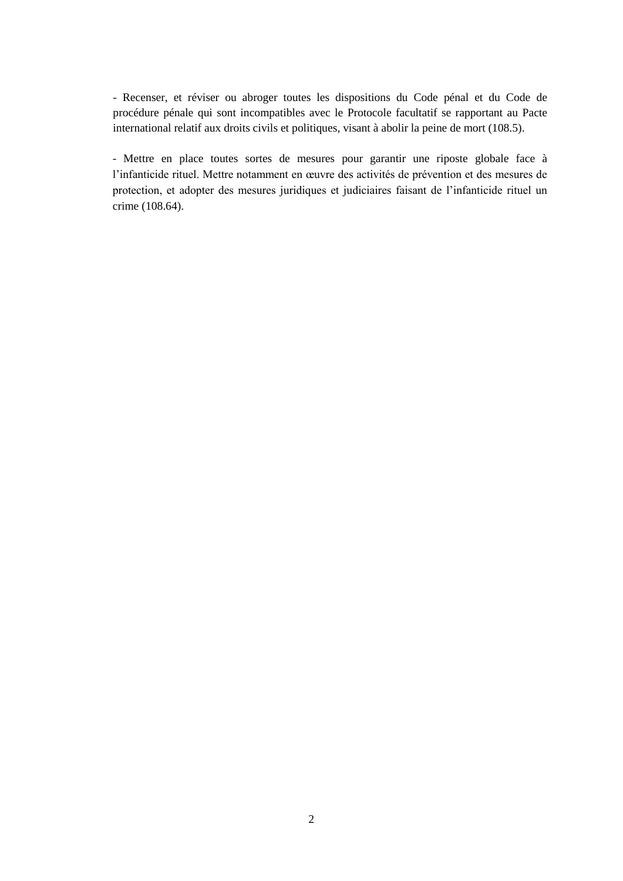- Recenser, et réviser ou abroger toutes les dispositions du Code pénal et du Code de procédure pénale qui sont incompatibles avec le Protocole facultatif se rapportant au Pacte international relatif aux droits civils et politiques, visant à abolir la peine de mort (108.5).

- Mettre en place toutes sortes de mesures pour garantir une riposte globale face à l'infanticide rituel. Mettre notamment en œuvre des activités de prévention et des mesures de protection, et adopter des mesures juridiques et judiciaires faisant de l'infanticide rituel un crime (108.64).